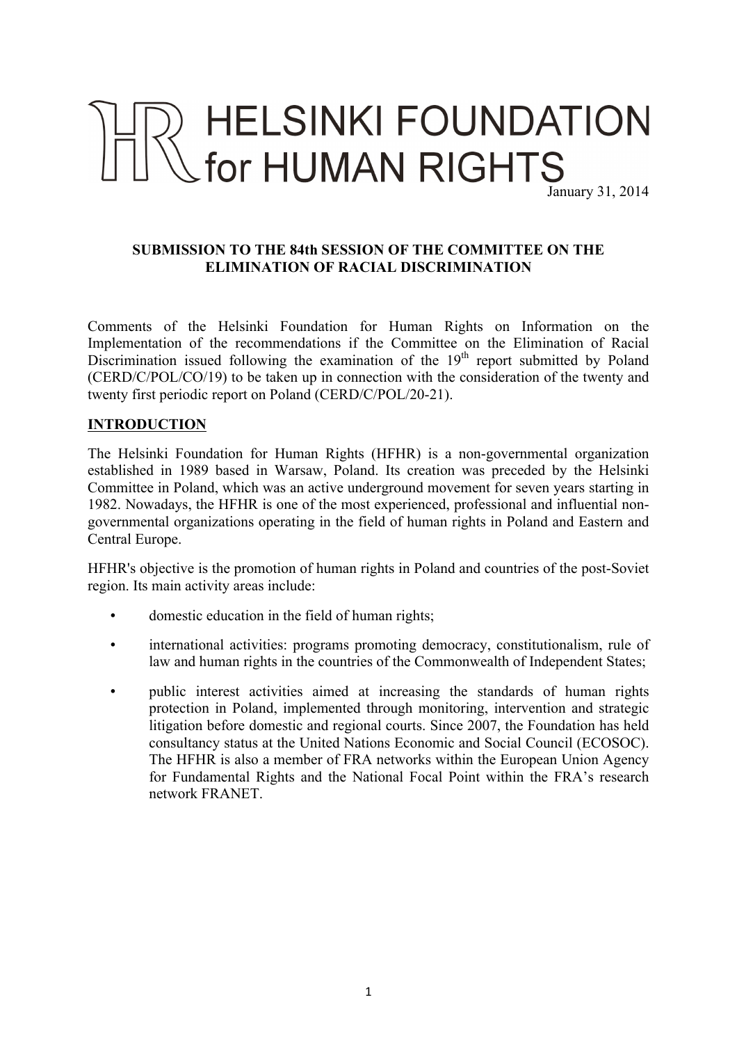# HELSINKI FOUNDATION for HUMAN RIGHTS

January 31, 2014

**SUBMISSION TO THE 84th SESSION OF THE COMMITTEE ON THE ELIMINATION OF RACIAL DISCRIMINATION**

Comments of the Helsinki Foundation for Human Rights on Information on the Implementation of the recommendations if the Committee on the Elimination of Racial Discrimination issued following the examination of the 19th report submitted by Poland (CERD/C/POL/CO/19) to be taken up in connection with the consideration of the twenty and twenty first periodic report on Poland (CERD/C/POL/20-21).

## INTRODUCTION

The Helsinki Foundation for Human Rights (HFHR) is a non-governmental organization established in 1989 based in Warsaw, Poland. Its creation was preceded by the Helsinki Committee in Poland, which was an active underground movement for seven years starting in 1982. Nowadays, the HFHR is one of the most experienced, professional and influential non-governmental organizations operating in the field of human rights in Poland and Eastern and Central Europe.

HFHR's objective is the promotion of human rights in Poland and countries of the post-Soviet region. Its main activity areas include:

- domestic education in the field of human rights;
- international activities: programs promoting democracy, constitutionalism, rule of law and human rights in the countries of the Commonwealth of Independent States;
- public interest activities aimed at increasing the standards of human rights protection in Poland, implemented through monitoring, intervention and strategic litigation before domestic and regional courts. Since 2007, the Foundation has held consultancy status at the United Nations Economic and Social Council (ECOSOC). The HFHR is also a member of FRA networks within the European Union Agency for Fundamental Rights and the National Focal Point within the FRA's research network FRANET.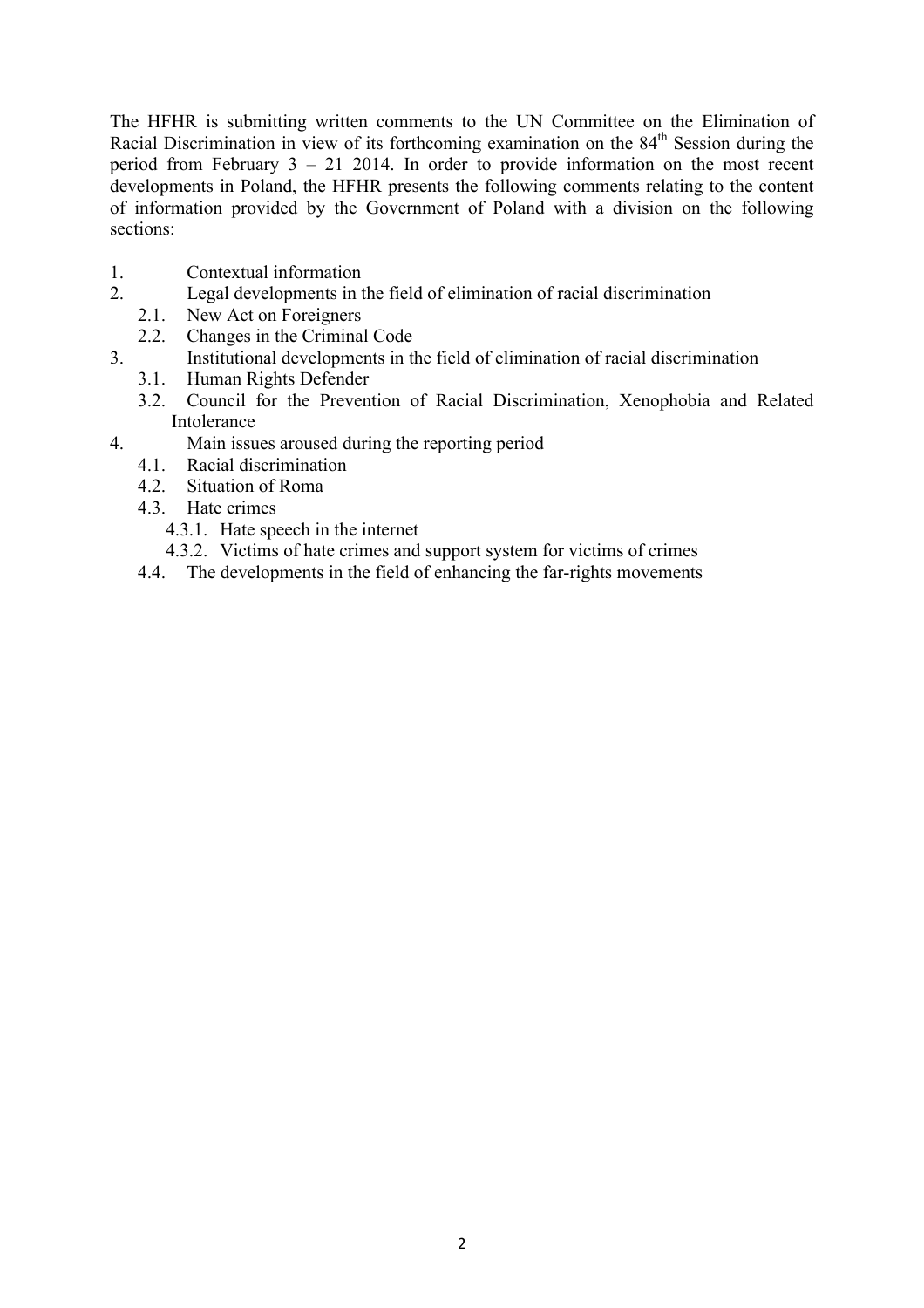The HFHR is submitting written comments to the UN Committee on the Elimination of Racial Discrimination in view of its forthcoming examination on the 84th Session during the period from February 3 – 21 2014. In order to provide information on the most recent developments in Poland, the HFHR presents the following comments relating to the content of information provided by the Government of Poland with a division on the following sections:

1. Contextual information
2. Legal developments in the field of elimination of racial discrimination
   - 2.1. New Act on Foreigners
   - 2.2. Changes in the Criminal Code
3. Institutional developments in the field of elimination of racial discrimination
   - 3.1. Human Rights Defender
   - 3.2. Council for the Prevention of Racial Discrimination, Xenophobia and Related Intolerance
4. Main issues aroused during the reporting period
   - 4.1. Racial discrimination
   - 4.2. Situation of Roma
   - 4.3. Hate crimes
     - 4.3.1. Hate speech in the internet
     - 4.3.2. Victims of hate crimes and support system for victims of crimes
   - 4.4. The developments in the field of enhancing the far-rights movements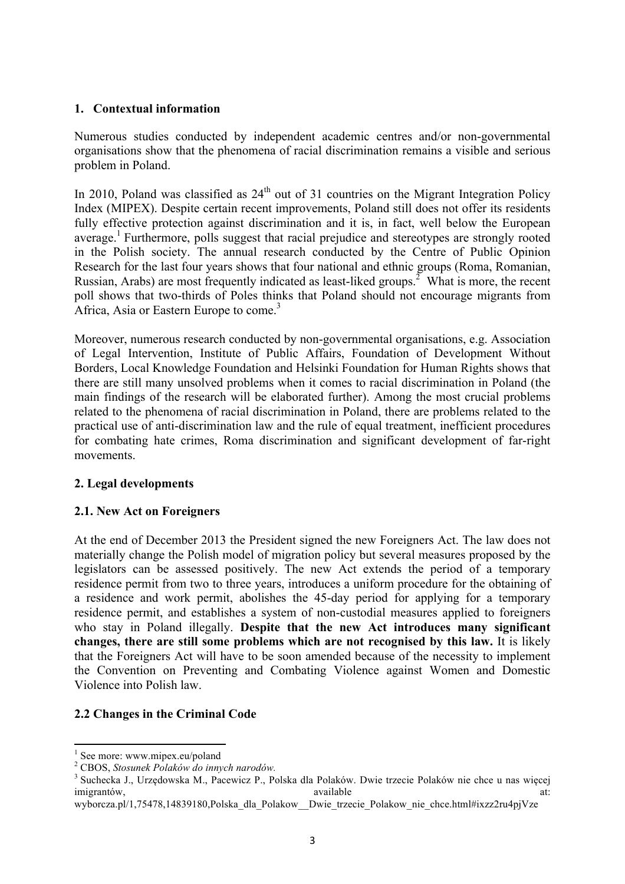## 1. Contextual information

Numerous studies conducted by independent academic centres and/or non-governmental organisations show that the phenomena of racial discrimination remains a visible and serious problem in Poland.

In 2010, Poland was classified as 24$^{th}$ out of 31 countries on the Migrant Integration Policy Index (MIPEX). Despite certain recent improvements, Poland still does not offer its residents fully effective protection against discrimination and it is, in fact, well below the European average.[1] Furthermore, polls suggest that racial prejudice and stereotypes are strongly rooted in the Polish society. The annual research conducted by the Centre of Public Opinion Research for the last four years shows that four national and ethnic groups (Roma, Romanian, Russian, Arabs) are most frequently indicated as least-liked groups.[2] What is more, the recent poll shows that two-thirds of Poles thinks that Poland should not encourage migrants from Africa, Asia or Eastern Europe to come.[3]

Moreover, numerous research conducted by non-governmental organisations, e.g. Association of Legal Intervention, Institute of Public Affairs, Foundation of Development Without Borders, Local Knowledge Foundation and Helsinki Foundation for Human Rights shows that there are still many unsolved problems when it comes to racial discrimination in Poland (the main findings of the research will be elaborated further). Among the most crucial problems related to the phenomena of racial discrimination in Poland, there are problems related to the practical use of anti-discrimination law and the rule of equal treatment, inefficient procedures for combating hate crimes, Roma discrimination and significant development of far-right movements.

## 2. Legal developments

### 2.1. New Act on Foreigners

At the end of December 2013 the President signed the new Foreigners Act. The law does not materially change the Polish model of migration policy but several measures proposed by the legislators can be assessed positively. The new Act extends the period of a temporary residence permit from two to three years, introduces a uniform procedure for the obtaining of a residence and work permit, abolishes the 45-day period for applying for a temporary residence permit, and establishes a system of non-custodial measures applied to foreigners who stay in Poland illegally. **Despite that the new Act introduces many significant changes, there are still some problems which are not recognised by this law.** It is likely that the Foreigners Act will have to be soon amended because of the necessity to implement the Convention on Preventing and Combating Violence against Women and Domestic Violence into Polish law.

### 2.2 Changes in the Criminal Code

---

[1] See more: www.mipex.eu/poland

[2] CBOS, *Stosunek Polaków do innych narodów.*

[3] Suchecka J., Urzędowska M., Pacewicz P., Polska dla Polaków. Dwie trzecie Polaków nie chce u nas więcej imigrantów, available at: wyborcza.pl/1,75478,14839180,Polska_dla_Polakow__Dwie_trzecie_Polakow_nie_chce.html#ixzz2ru4pjVze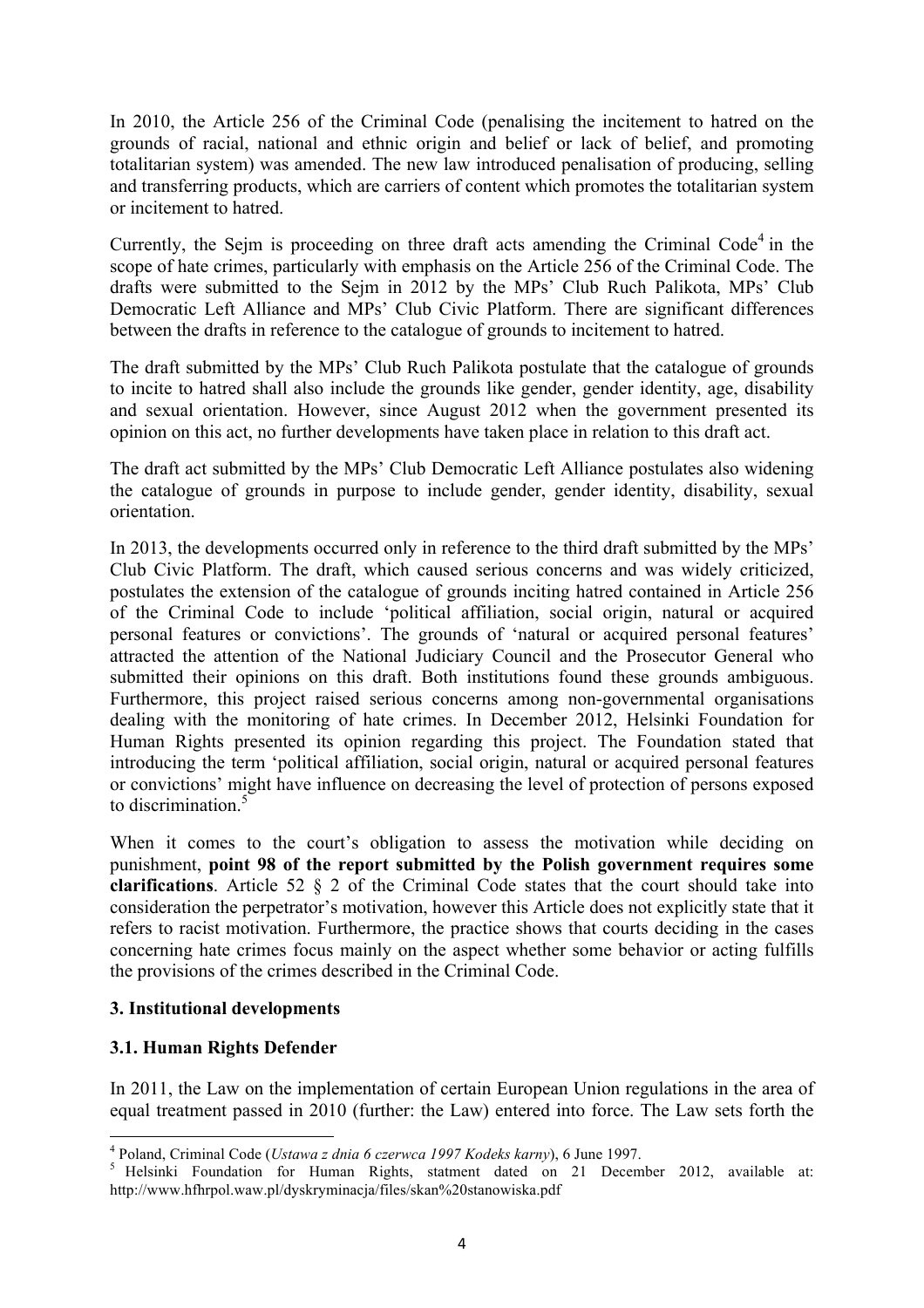In 2010, the Article 256 of the Criminal Code (penalising the incitement to hatred on the grounds of racial, national and ethnic origin and belief or lack of belief, and promoting totalitarian system) was amended. The new law introduced penalisation of producing, selling and transferring products, which are carriers of content which promotes the totalitarian system or incitement to hatred.

Currently, the Sejm is proceeding on three draft acts amending the Criminal Code[4] in the scope of hate crimes, particularly with emphasis on the Article 256 of the Criminal Code. The drafts were submitted to the Sejm in 2012 by the MPs' Club Ruch Palikota, MPs' Club Democratic Left Alliance and MPs' Club Civic Platform. There are significant differences between the drafts in reference to the catalogue of grounds to incitement to hatred.

The draft submitted by the MPs' Club Ruch Palikota postulate that the catalogue of grounds to incite to hatred shall also include the grounds like gender, gender identity, age, disability and sexual orientation. However, since August 2012 when the government presented its opinion on this act, no further developments have taken place in relation to this draft act.

The draft act submitted by the MPs' Club Democratic Left Alliance postulates also widening the catalogue of grounds in purpose to include gender, gender identity, disability, sexual orientation.

In 2013, the developments occurred only in reference to the third draft submitted by the MPs' Club Civic Platform. The draft, which caused serious concerns and was widely criticized, postulates the extension of the catalogue of grounds inciting hatred contained in Article 256 of the Criminal Code to include 'political affiliation, social origin, natural or acquired personal features or convictions'. The grounds of 'natural or acquired personal features' attracted the attention of the National Judiciary Council and the Prosecutor General who submitted their opinions on this draft. Both institutions found these grounds ambiguous. Furthermore, this project raised serious concerns among non-governmental organisations dealing with the monitoring of hate crimes. In December 2012, Helsinki Foundation for Human Rights presented its opinion regarding this project. The Foundation stated that introducing the term 'political affiliation, social origin, natural or acquired personal features or convictions' might have influence on decreasing the level of protection of persons exposed to discrimination.[5]

When it comes to the court's obligation to assess the motivation while deciding on punishment, **point 98 of the report submitted by the Polish government requires some clarifications**. Article 52 § 2 of the Criminal Code states that the court should take into consideration the perpetrator's motivation, however this Article does not explicitly state that it refers to racist motivation. Furthermore, the practice shows that courts deciding in the cases concerning hate crimes focus mainly on the aspect whether some behavior or acting fulfills the provisions of the crimes described in the Criminal Code.

### 3. Institutional developments

#### 3.1. Human Rights Defender

In 2011, the Law on the implementation of certain European Union regulations in the area of equal treatment passed in 2010 (further: the Law) entered into force. The Law sets forth the

---

[4] Poland, Criminal Code (*Ustawa z dnia 6 czerwca 1997 Kodeks karny*), 6 June 1997.

[5] Helsinki Foundation for Human Rights, statment dated on 21 December 2012, available at: http://www.hfhrpol.waw.pl/dyskryminacja/files/skan%20stanowiska.pdf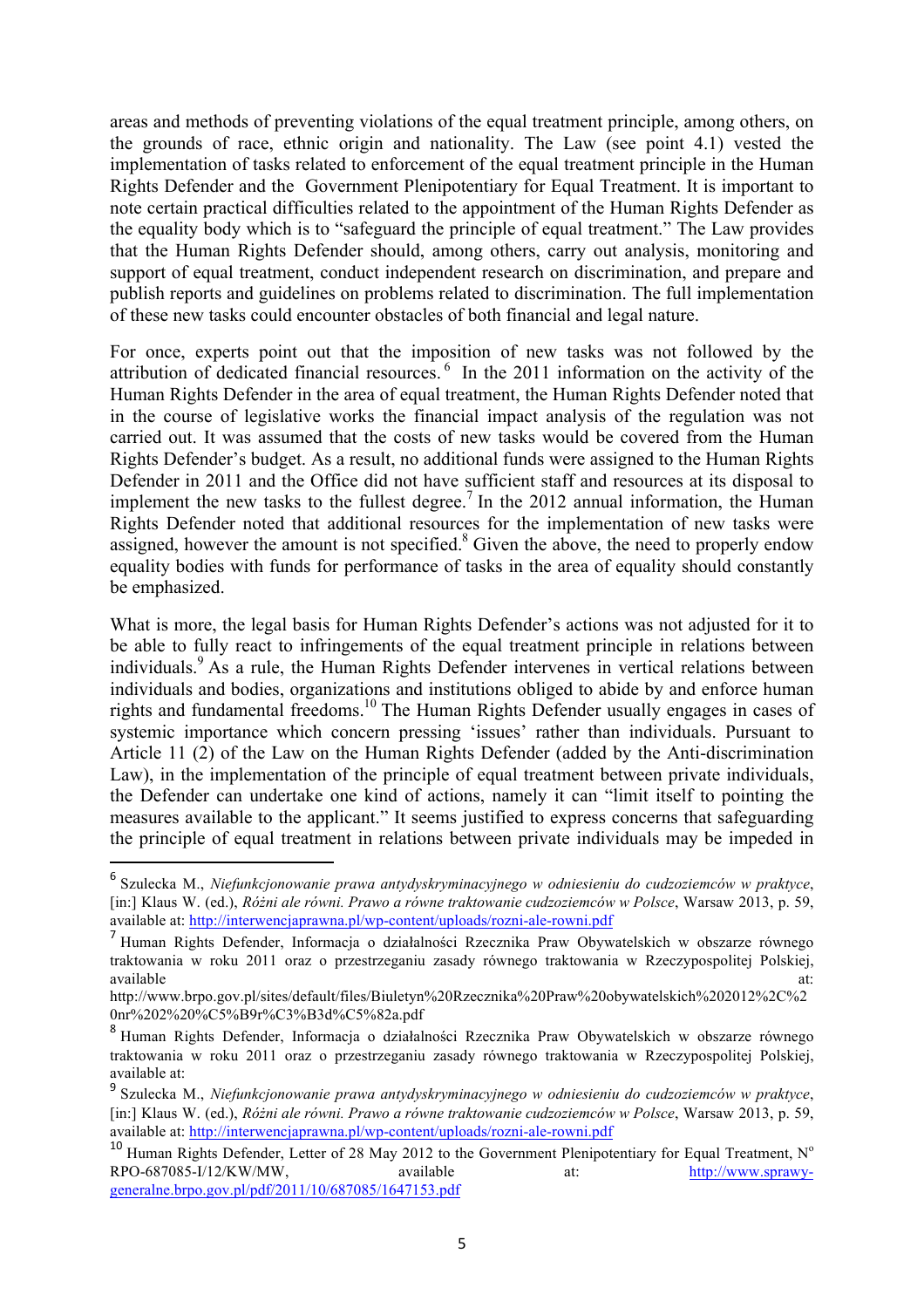areas and methods of preventing violations of the equal treatment principle, among others, on the grounds of race, ethnic origin and nationality. The Law (see point 4.1) vested the implementation of tasks related to enforcement of the equal treatment principle in the Human Rights Defender and the Government Plenipotentiary for Equal Treatment. It is important to note certain practical difficulties related to the appointment of the Human Rights Defender as the equality body which is to "safeguard the principle of equal treatment." The Law provides that the Human Rights Defender should, among others, carry out analysis, monitoring and support of equal treatment, conduct independent research on discrimination, and prepare and publish reports and guidelines on problems related to discrimination. The full implementation of these new tasks could encounter obstacles of both financial and legal nature.

For once, experts point out that the imposition of new tasks was not followed by the attribution of dedicated financial resources.[6] In the 2011 information on the activity of the Human Rights Defender in the area of equal treatment, the Human Rights Defender noted that in the course of legislative works the financial impact analysis of the regulation was not carried out. It was assumed that the costs of new tasks would be covered from the Human Rights Defender's budget. As a result, no additional funds were assigned to the Human Rights Defender in 2011 and the Office did not have sufficient staff and resources at its disposal to implement the new tasks to the fullest degree.[7] In the 2012 annual information, the Human Rights Defender noted that additional resources for the implementation of new tasks were assigned, however the amount is not specified.[8] Given the above, the need to properly endow equality bodies with funds for performance of tasks in the area of equality should constantly be emphasized.

What is more, the legal basis for Human Rights Defender's actions was not adjusted for it to be able to fully react to infringements of the equal treatment principle in relations between individuals.[9] As a rule, the Human Rights Defender intervenes in vertical relations between individuals and bodies, organizations and institutions obliged to abide by and enforce human rights and fundamental freedoms.[10] The Human Rights Defender usually engages in cases of systemic importance which concern pressing 'issues' rather than individuals. Pursuant to Article 11 (2) of the Law on the Human Rights Defender (added by the Anti-discrimination Law), in the implementation of the principle of equal treatment between private individuals, the Defender can undertake one kind of actions, namely it can "limit itself to pointing the measures available to the applicant." It seems justified to express concerns that safeguarding the principle of equal treatment in relations between private individuals may be impeded in

---

[6] Szulecka M., *Niefunkcjonowanie prawa antydyskryminacyjnego w odniesieniu do cudzoziemców w praktyce*, [in:] Klaus W. (ed.), *Różni ale równi. Prawo a równe traktowanie cudzoziemców w Polsce*, Warsaw 2013, p. 59, available at: http://interwencjaprawna.pl/wp-content/uploads/rozni-ale-rowni.pdf

[7] Human Rights Defender, Informacja o działalności Rzecznika Praw Obywatelskich w obszarze równego traktowania w roku 2011 oraz o przestrzeganiu zasady równego traktowania w Rzeczypospolitej Polskiej, available at: http://www.brpo.gov.pl/sites/default/files/Biuletyn%20Rzecznika%20Praw%20obywatelskich%202012%2C%20nr%202%20%C5%B9r%C3%B3d%C5%82a.pdf

[8] Human Rights Defender, Informacja o działalności Rzecznika Praw Obywatelskich w obszarze równego traktowania w roku 2011 oraz o przestrzeganiu zasady równego traktowania w Rzeczypospolitej Polskiej, available at:

[9] Szulecka M., *Niefunkcjonowanie prawa antydyskryminacyjnego w odniesieniu do cudzoziemców w praktyce*, [in:] Klaus W. (ed.), *Różni ale równi. Prawo a równe traktowanie cudzoziemców w Polsce*, Warsaw 2013, p. 59, available at: http://interwencjaprawna.pl/wp-content/uploads/rozni-ale-rowni.pdf

[10] Human Rights Defender, Letter of 28 May 2012 to the Government Plenipotentiary for Equal Treatment, N° RPO-687085-I/12/KW/MW, available at: http://www.sprawy-generalne.brpo.gov.pl/pdf/2011/10/687085/1647153.pdf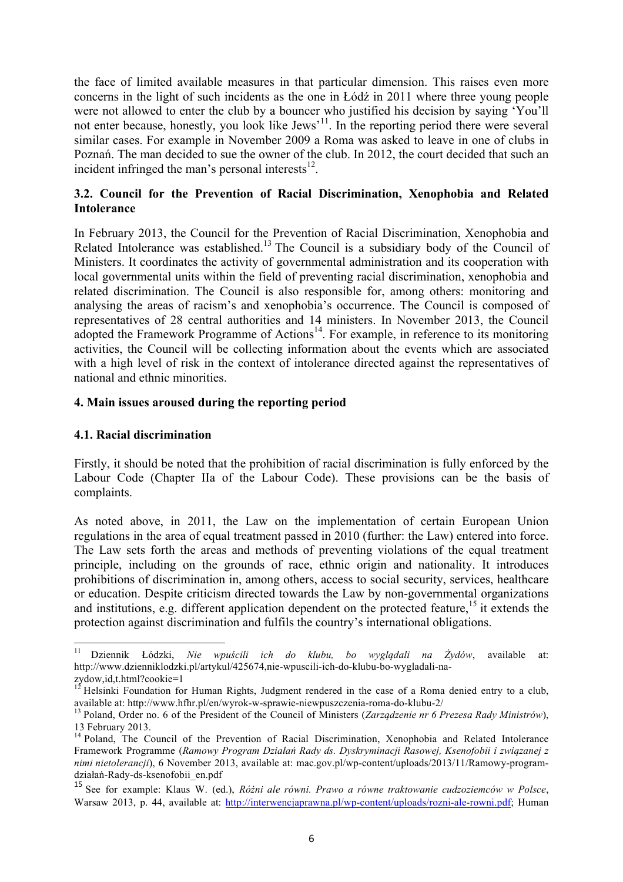the face of limited available measures in that particular dimension. This raises even more concerns in the light of such incidents as the one in Łódź in 2011 where three young people were not allowed to enter the club by a bouncer who justified his decision by saying 'You'll not enter because, honestly, you look like Jews'[11]. In the reporting period there were several similar cases. For example in November 2009 a Roma was asked to leave in one of clubs in Poznań. The man decided to sue the owner of the club. In 2012, the court decided that such an incident infringed the man's personal interests[12].

### 3.2. Council for the Prevention of Racial Discrimination, Xenophobia and Related Intolerance

In February 2013, the Council for the Prevention of Racial Discrimination, Xenophobia and Related Intolerance was established.[13] The Council is a subsidiary body of the Council of Ministers. It coordinates the activity of governmental administration and its cooperation with local governmental units within the field of preventing racial discrimination, xenophobia and related discrimination. The Council is also responsible for, among others: monitoring and analysing the areas of racism's and xenophobia's occurrence. The Council is composed of representatives of 28 central authorities and 14 ministers. In November 2013, the Council adopted the Framework Programme of Actions[14]. For example, in reference to its monitoring activities, the Council will be collecting information about the events which are associated with a high level of risk in the context of intolerance directed against the representatives of national and ethnic minorities.

## 4. Main issues aroused during the reporting period

### 4.1. Racial discrimination

Firstly, it should be noted that the prohibition of racial discrimination is fully enforced by the Labour Code (Chapter IIa of the Labour Code). These provisions can be the basis of complaints.

As noted above, in 2011, the Law on the implementation of certain European Union regulations in the area of equal treatment passed in 2010 (further: the Law) entered into force. The Law sets forth the areas and methods of preventing violations of the equal treatment principle, including on the grounds of race, ethnic origin and nationality. It introduces prohibitions of discrimination in, among others, access to social security, services, healthcare or education. Despite criticism directed towards the Law by non-governmental organizations and institutions, e.g. different application dependent on the protected feature,[15] it extends the protection against discrimination and fulfils the country's international obligations.

---

[11] Dziennik Łódzki, *Nie wpuścili ich do klubu, bo wyglądali na Żydów*, available at: http://www.dzienniklodzki.pl/artykul/425674,nie-wpuscili-ich-do-klubu-bo-wygladali-na-zydow,id,t.html?cookie=1

[12] Helsinki Foundation for Human Rights, Judgment rendered in the case of a Roma denied entry to a club, available at: http://www.hfhr.pl/en/wyrok-w-sprawie-niewpuszczenia-roma-do-klubu-2/

[13] Poland, Order no. 6 of the President of the Council of Ministers (*Zarządzenie nr 6 Prezesa Rady Ministrów*), 13 February 2013.

[14] Poland, The Council of the Prevention of Racial Discrimination, Xenophobia and Related Intolerance Framework Programme (*Ramowy Program Działań Rady ds. Dyskryminacji Rasowej, Ksenofobii i związanej z nimi nietolerancji*), 6 November 2013, available at: mac.gov.pl/wp-content/uploads/2013/11/Ramowy-program-działań-Rady-ds-ksenofobii_en.pdf

[15] See for example: Klaus W. (ed.), *Różni ale równi. Prawo a równe traktowanie cudzoziemców w Polsce*, Warsaw 2013, p. 44, available at: http://interwencjaprawna.pl/wp-content/uploads/rozni-ale-rowni.pdf; Human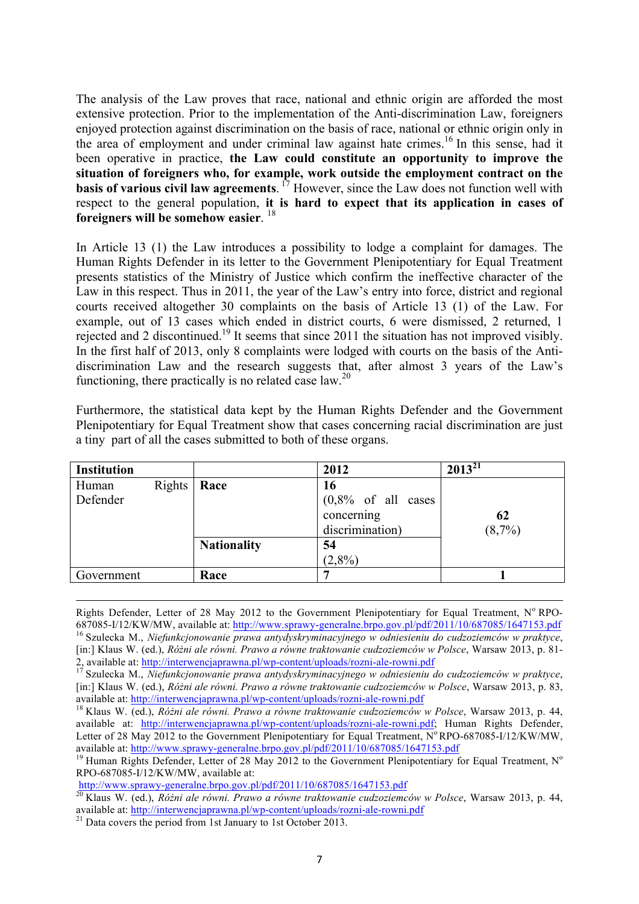The analysis of the Law proves that race, national and ethnic origin are afforded the most extensive protection. Prior to the implementation of the Anti-discrimination Law, foreigners enjoyed protection against discrimination on the basis of race, national or ethnic origin only in the area of employment and under criminal law against hate crimes.[16] In this sense, had it been operative in practice, **the Law could constitute an opportunity to improve the situation of foreigners who, for example, work outside the employment contract on the basis of various civil law agreements**.[17] However, since the Law does not function well with respect to the general population, **it is hard to expect that its application in cases of foreigners will be somehow easier**.[18]

In Article 13 (1) the Law introduces a possibility to lodge a complaint for damages. The Human Rights Defender in its letter to the Government Plenipotentiary for Equal Treatment presents statistics of the Ministry of Justice which confirm the ineffective character of the Law in this respect. Thus in 2011, the year of the Law's entry into force, district and regional courts received altogether 30 complaints on the basis of Article 13 (1) of the Law. For example, out of 13 cases which ended in district courts, 6 were dismissed, 2 returned, 1 rejected and 2 discontinued.[19] It seems that since 2011 the situation has not improved visibly. In the first half of 2013, only 8 complaints were lodged with courts on the basis of the Anti-discrimination Law and the research suggests that, after almost 3 years of the Law's functioning, there practically is no related case law.[20]

Furthermore, the statistical data kept by the Human Rights Defender and the Government Plenipotentiary for Equal Treatment show that cases concerning racial discrimination are just a tiny part of all the cases submitted to both of these organs.

| **Institution** | | **2012** | **2013**[21] |
|---|---|---|---|
| Human Rights Defender | **Race** | **16** (0,8% of all cases concerning discrimination) | **62** (8,7%) |
| | **Nationality** | **54** (2,8%) | |
| Government | **Race** | **7** | **1** |

---

Rights Defender, Letter of 28 May 2012 to the Government Plenipotentiary for Equal Treatment, N° RPO-687085-I/12/KW/MW, available at: http://www.sprawy-generalne.brpo.gov.pl/pdf/2011/10/687085/1647153.pdf

[16] Szulecka M., *Niefunkcjonowanie prawa antydyskryminacyjnego w odniesieniu do cudzoziemców w praktyce*, [in:] Klaus W. (ed.), *Różni ale równi. Prawo a równe traktowanie cudzoziemców w Polsce*, Warsaw 2013, p. 81-2, available at: http://interwencjaprawna.pl/wp-content/uploads/rozni-ale-rowni.pdf

[17] Szulecka M., *Niefunkcjonowanie prawa antydyskryminacyjnego w odniesieniu do cudzoziemców w praktyce*, [in:] Klaus W. (ed.), *Różni ale równi. Prawo a równe traktowanie cudzoziemców w Polsce*, Warsaw 2013, p. 83, available at: http://interwencjaprawna.pl/wp-content/uploads/rozni-ale-rowni.pdf

[18] Klaus W. (ed.), *Różni ale równi. Prawo a równe traktowanie cudzoziemców w Polsce*, Warsaw 2013, p. 44, available at: http://interwencjaprawna.pl/wp-content/uploads/rozni-ale-rowni.pdf; Human Rights Defender, Letter of 28 May 2012 to the Government Plenipotentiary for Equal Treatment, N° RPO-687085-I/12/KW/MW, available at: http://www.sprawy-generalne.brpo.gov.pl/pdf/2011/10/687085/1647153.pdf

[19] Human Rights Defender, Letter of 28 May 2012 to the Government Plenipotentiary for Equal Treatment, N° RPO-687085-I/12/KW/MW, available at: http://www.sprawy-generalne.brpo.gov.pl/pdf/2011/10/687085/1647153.pdf

[20] Klaus W. (ed.), *Różni ale równi. Prawo a równe traktowanie cudzoziemców w Polsce*, Warsaw 2013, p. 44, available at: http://interwencjaprawna.pl/wp-content/uploads/rozni-ale-rowni.pdf

[21] Data covers the period from 1st January to 1st October 2013.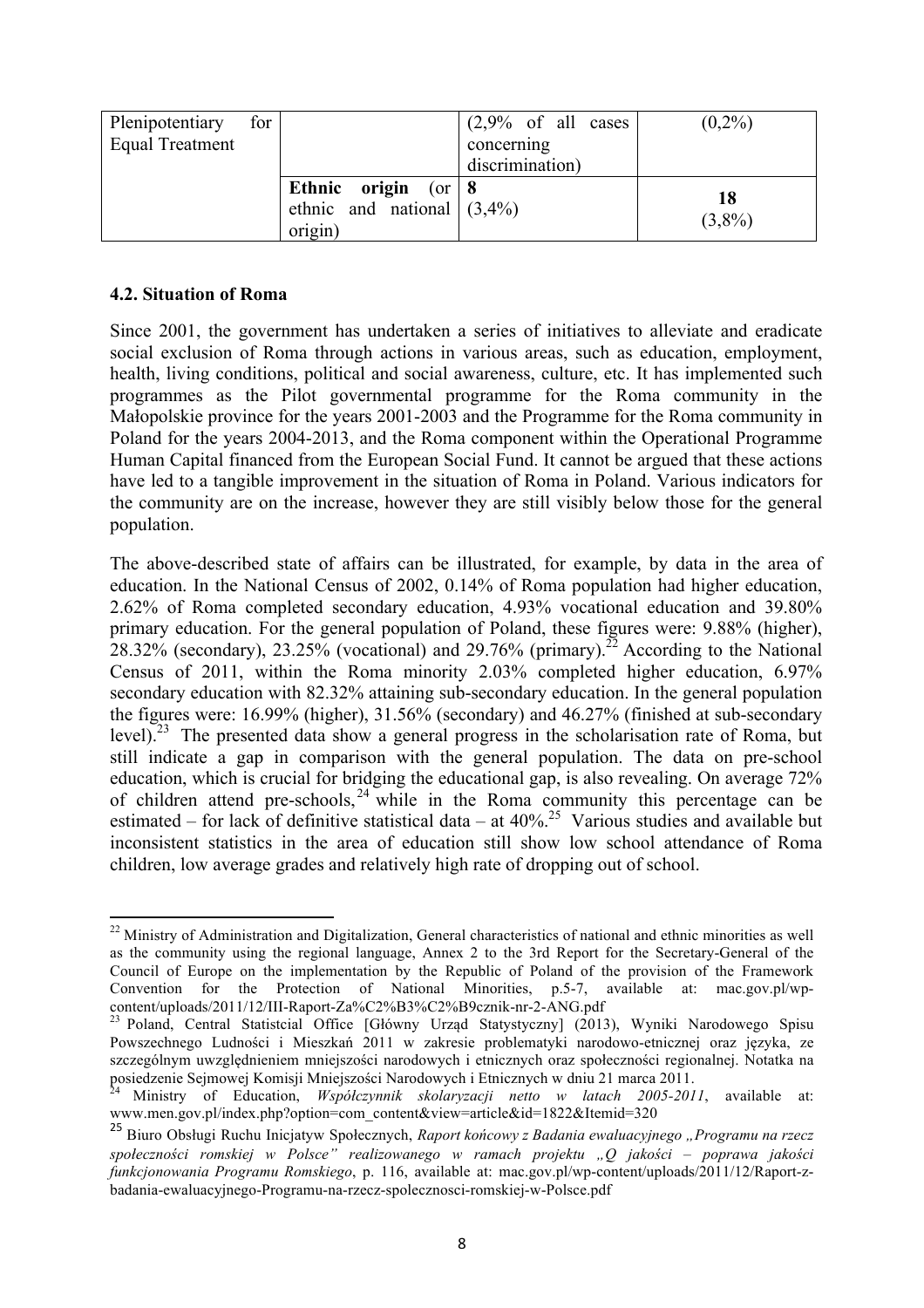| Plenipotentiary for Equal Treatment | | (2,9% of all cases concerning discrimination) | (0,2%) |
|---|---|---|---|
| | **Ethnic origin** (or ethnic and national origin) | **8** (3,4%) | **18** (3,8%) |

### 4.2. Situation of Roma

Since 2001, the government has undertaken a series of initiatives to alleviate and eradicate social exclusion of Roma through actions in various areas, such as education, employment, health, living conditions, political and social awareness, culture, etc. It has implemented such programmes as the Pilot governmental programme for the Roma community in the Małopolskie province for the years 2001-2003 and the Programme for the Roma community in Poland for the years 2004-2013, and the Roma component within the Operational Programme Human Capital financed from the European Social Fund. It cannot be argued that these actions have led to a tangible improvement in the situation of Roma in Poland. Various indicators for the community are on the increase, however they are still visibly below those for the general population.

The above-described state of affairs can be illustrated, for example, by data in the area of education. In the National Census of 2002, 0.14% of Roma population had higher education, 2.62% of Roma completed secondary education, 4.93% vocational education and 39.80% primary education. For the general population of Poland, these figures were: 9.88% (higher), 28.32% (secondary), 23.25% (vocational) and 29.76% (primary).[22] According to the National Census of 2011, within the Roma minority 2.03% completed higher education, 6.97% secondary education with 82.32% attaining sub-secondary education. In the general population the figures were: 16.99% (higher), 31.56% (secondary) and 46.27% (finished at sub-secondary level).[23] The presented data show a general progress in the scholarisation rate of Roma, but still indicate a gap in comparison with the general population. The data on pre-school education, which is crucial for bridging the educational gap, is also revealing. On average 72% of children attend pre-schools,[24] while in the Roma community this percentage can be estimated – for lack of definitive statistical data – at 40%.[25] Various studies and available but inconsistent statistics in the area of education still show low school attendance of Roma children, low average grades and relatively high rate of dropping out of school.

---

[22] Ministry of Administration and Digitalization, General characteristics of national and ethnic minorities as well as the community using the regional language, Annex 2 to the 3rd Report for the Secretary-General of the Council of Europe on the implementation by the Republic of Poland of the provision of the Framework Convention for the Protection of National Minorities, p.5-7, available at: mac.gov.pl/wp-content/uploads/2011/12/III-Raport-Za%C2%B3%C2%B9cznik-nr-2-ANG.pdf

[23] Poland, Central Statistcial Office [Główny Urząd Statystyczny] (2013), Wyniki Narodowego Spisu Powszechnego Ludności i Mieszkań 2011 w zakresie problematyki narodowo-etnicznej oraz języka, ze szczególnym uwzględnieniem mniejszości narodowych i etnicznych oraz społeczności regionalnej. Notatka na posiedzenie Sejmowej Komisji Mniejszości Narodowych i Etnicznych w dniu 21 marca 2011.

[24] Ministry of Education, *Współczynnik skolaryzacji netto w latach 2005-2011*, available at: www.men.gov.pl/index.php?option=com_content&view=article&id=1822&Itemid=320

[25] Biuro Obsługi Ruchu Inicjatyw Społecznych, *Raport końcowy z Badania ewaluacyjnego „Programu na rzecz społeczności romskiej w Polsce" realizowanego w ramach projektu „Q jakości – poprawa jakości funkcjonowania Programu Romskiego*, p. 116, available at: mac.gov.pl/wp-content/uploads/2011/12/Raport-z-badania-ewaluacyjnego-Programu-na-rzecz-spolecznosci-romskiej-w-Polsce.pdf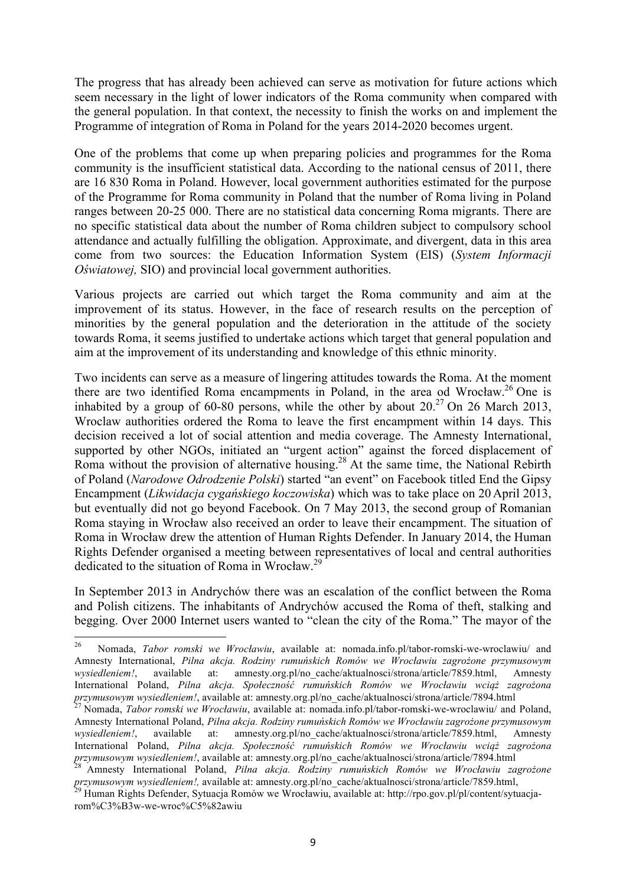The progress that has already been achieved can serve as motivation for future actions which seem necessary in the light of lower indicators of the Roma community when compared with the general population. In that context, the necessity to finish the works on and implement the Programme of integration of Roma in Poland for the years 2014-2020 becomes urgent.

One of the problems that come up when preparing policies and programmes for the Roma community is the insufficient statistical data. According to the national census of 2011, there are 16 830 Roma in Poland. However, local government authorities estimated for the purpose of the Programme for Roma community in Poland that the number of Roma living in Poland ranges between 20-25 000. There are no statistical data concerning Roma migrants. There are no specific statistical data about the number of Roma children subject to compulsory school attendance and actually fulfilling the obligation. Approximate, and divergent, data in this area come from two sources: the Education Information System (EIS) (*System Informacji Oświatowej,* SIO) and provincial local government authorities.

Various projects are carried out which target the Roma community and aim at the improvement of its status. However, in the face of research results on the perception of minorities by the general population and the deterioration in the attitude of the society towards Roma, it seems justified to undertake actions which target that general population and aim at the improvement of its understanding and knowledge of this ethnic minority.

Two incidents can serve as a measure of lingering attitudes towards the Roma. At the moment there are two identified Roma encampments in Poland, in the area od Wrocław.[26] One is inhabited by a group of 60-80 persons, while the other by about 20.[27] On 26 March 2013, Wroclaw authorities ordered the Roma to leave the first encampment within 14 days. This decision received a lot of social attention and media coverage. The Amnesty International, supported by other NGOs, initiated an "urgent action" against the forced displacement of Roma without the provision of alternative housing.[28] At the same time, the National Rebirth of Poland (*Narodowe Odrodzenie Polski*) started "an event" on Facebook titled End the Gipsy Encampment (*Likwidacja cygańskiego koczowiska*) which was to take place on 20 April 2013, but eventually did not go beyond Facebook. On 7 May 2013, the second group of Romanian Roma staying in Wrocław also received an order to leave their encampment. The situation of Roma in Wrocław drew the attention of Human Rights Defender. In January 2014, the Human Rights Defender organised a meeting between representatives of local and central authorities dedicated to the situation of Roma in Wrocław.[29]

In September 2013 in Andrychów there was an escalation of the conflict between the Roma and Polish citizens. The inhabitants of Andrychów accused the Roma of theft, stalking and begging. Over 2000 Internet users wanted to "clean the city of the Roma." The mayor of the

---

[26] Nomada, *Tabor romski we Wrocławiu*, available at: nomada.info.pl/tabor-romski-we-wroclawiu/ and Amnesty International, *Pilna akcja. Rodziny rumuńskich Romów we Wrocławiu zagrożone przymusowym wysiedleniem!*, available at: amnesty.org.pl/no_cache/aktualnosci/strona/article/7859.html, Amnesty International Poland, *Pilna akcja. Społeczność rumuńskich Romów we Wrocławiu wciąż zagrożona przymusowym wysiedleniem!*, available at: amnesty.org.pl/no_cache/aktualnosci/strona/article/7894.html

[27] Nomada, *Tabor romski we Wrocławiu*, available at: nomada.info.pl/tabor-romski-we-wroclawiu/ and Poland, Amnesty International Poland, *Pilna akcja. Rodziny rumuńskich Romów we Wrocławiu zagrożone przymusowym wysiedleniem!*, available at: amnesty.org.pl/no_cache/aktualnosci/strona/article/7859.html, Amnesty International Poland, *Pilna akcja. Społeczność rumuńskich Romów we Wrocławiu wciąż zagrożona przymusowym wysiedleniem!*, available at: amnesty.org.pl/no_cache/aktualnosci/strona/article/7894.html

[28] Amnesty International Poland, *Pilna akcja. Rodziny rumuńskich Romów we Wrocławiu zagrożone przymusowym wysiedleniem!,* available at: amnesty.org.pl/no_cache/aktualnosci/strona/article/7859.html,

[29] Human Rights Defender, Sytuacja Romów we Wrocławiu, available at: http://rpo.gov.pl/pl/content/sytuacja-rom%C3%B3w-we-wroc%C5%82awiu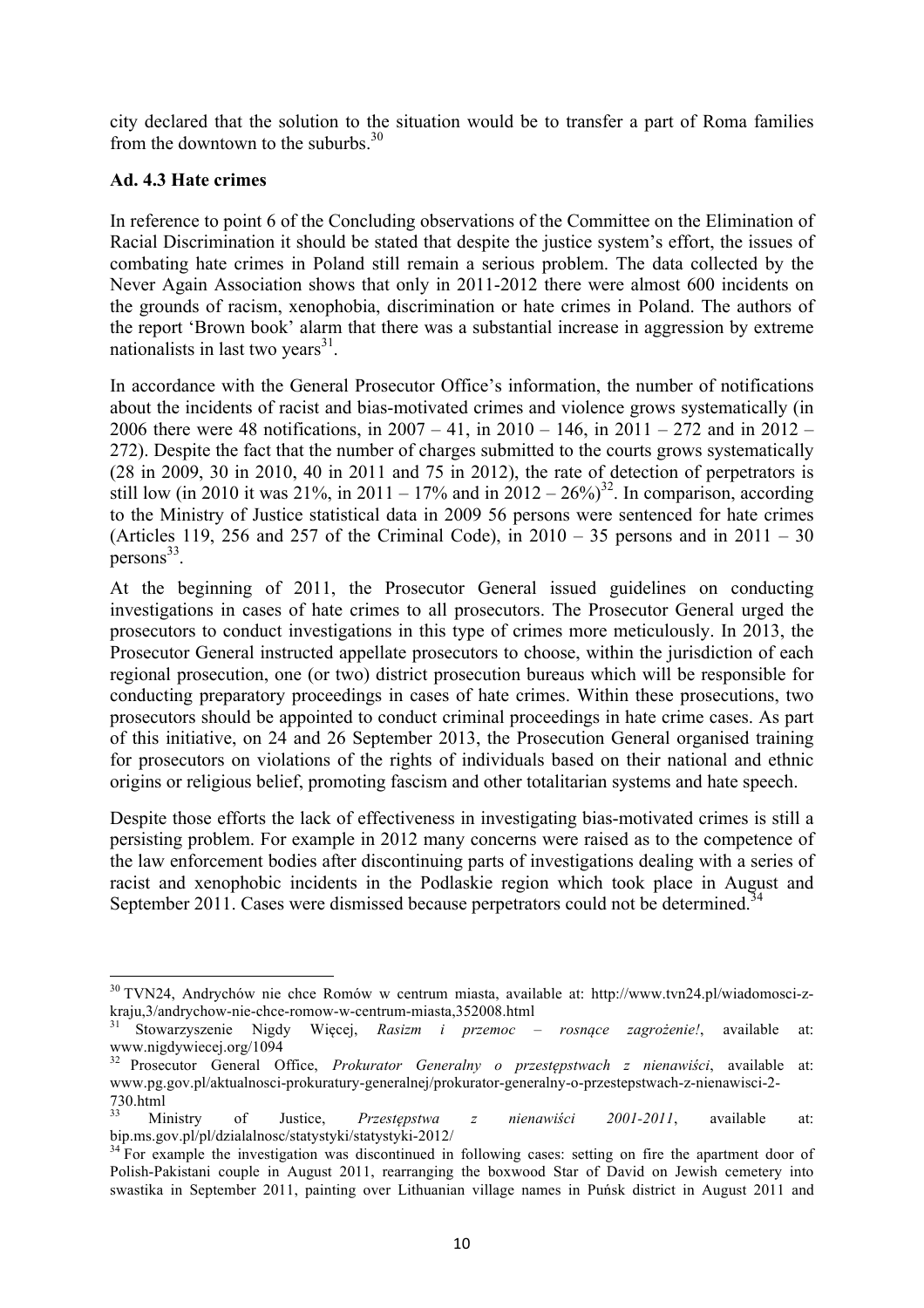city declared that the solution to the situation would be to transfer a part of Roma families from the downtown to the suburbs.[30]

### Ad. 4.3 Hate crimes

In reference to point 6 of the Concluding observations of the Committee on the Elimination of Racial Discrimination it should be stated that despite the justice system's effort, the issues of combating hate crimes in Poland still remain a serious problem. The data collected by the Never Again Association shows that only in 2011-2012 there were almost 600 incidents on the grounds of racism, xenophobia, discrimination or hate crimes in Poland. The authors of the report 'Brown book' alarm that there was a substantial increase in aggression by extreme nationalists in last two years[31].

In accordance with the General Prosecutor Office's information, the number of notifications about the incidents of racist and bias-motivated crimes and violence grows systematically (in 2006 there were 48 notifications, in 2007 – 41, in 2010 – 146, in 2011 – 272 and in 2012 – 272). Despite the fact that the number of charges submitted to the courts grows systematically (28 in 2009, 30 in 2010, 40 in 2011 and 75 in 2012), the rate of detection of perpetrators is still low (in 2010 it was 21%, in 2011 – 17% and in 2012 – 26%)[32]. In comparison, according to the Ministry of Justice statistical data in 2009 56 persons were sentenced for hate crimes (Articles 119, 256 and 257 of the Criminal Code), in 2010 – 35 persons and in 2011 – 30 persons[33].

At the beginning of 2011, the Prosecutor General issued guidelines on conducting investigations in cases of hate crimes to all prosecutors. The Prosecutor General urged the prosecutors to conduct investigations in this type of crimes more meticulously. In 2013, the Prosecutor General instructed appellate prosecutors to choose, within the jurisdiction of each regional prosecution, one (or two) district prosecution bureaus which will be responsible for conducting preparatory proceedings in cases of hate crimes. Within these prosecutions, two prosecutors should be appointed to conduct criminal proceedings in hate crime cases. As part of this initiative, on 24 and 26 September 2013, the Prosecution General organised training for prosecutors on violations of the rights of individuals based on their national and ethnic origins or religious belief, promoting fascism and other totalitarian systems and hate speech.

Despite those efforts the lack of effectiveness in investigating bias-motivated crimes is still a persisting problem. For example in 2012 many concerns were raised as to the competence of the law enforcement bodies after discontinuing parts of investigations dealing with a series of racist and xenophobic incidents in the Podlaskie region which took place in August and September 2011. Cases were dismissed because perpetrators could not be determined.[34]

---

[30] TVN24, Andrychów nie chce Romów w centrum miasta, available at: http://www.tvn24.pl/wiadomosci-z-kraju,3/andrychow-nie-chce-romow-w-centrum-miasta,352008.html

[31] Stowarzyszenie Nigdy Więcej, *Rasizm i przemoc – rosnące zagrożenie!*, available at: www.nigdywiecej.org/1094

[32] Prosecutor General Office, *Prokurator Generalny o przestępstwach z nienawiści*, available at: www.pg.gov.pl/aktualnosci-prokuratury-generalnej/prokurator-generalny-o-przestepstwach-z-nienawisci-2-730.html

[33] Ministry of Justice, *Przestępstwa z nienawiści 2001-2011*, available at: bip.ms.gov.pl/pl/dzialalnosc/statystyki/statystyki-2012/

[34] For example the investigation was discontinued in following cases: setting on fire the apartment door of Polish-Pakistani couple in August 2011, rearranging the boxwood Star of David on Jewish cemetery into swastika in September 2011, painting over Lithuanian village names in Puńsk district in August 2011 and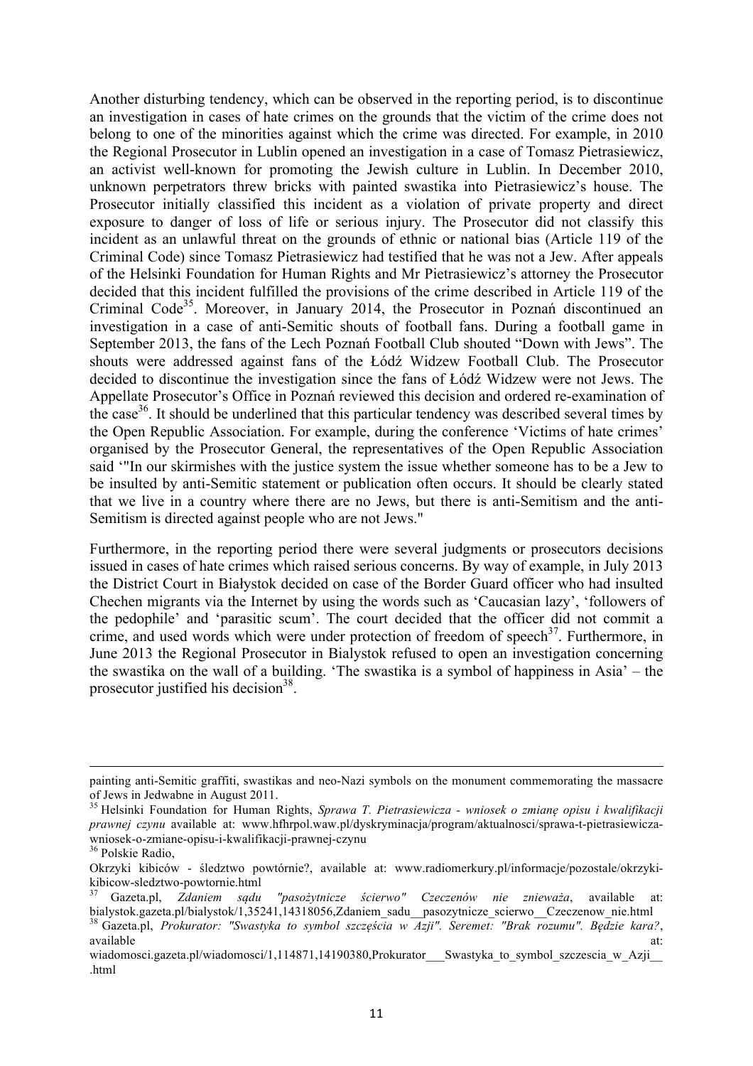Another disturbing tendency, which can be observed in the reporting period, is to discontinue an investigation in cases of hate crimes on the grounds that the victim of the crime does not belong to one of the minorities against which the crime was directed. For example, in 2010 the Regional Prosecutor in Lublin opened an investigation in a case of Tomasz Pietrasiewicz, an activist well-known for promoting the Jewish culture in Lublin. In December 2010, unknown perpetrators threw bricks with painted swastika into Pietrasiewicz's house. The Prosecutor initially classified this incident as a violation of private property and direct exposure to danger of loss of life or serious injury. The Prosecutor did not classify this incident as an unlawful threat on the grounds of ethnic or national bias (Article 119 of the Criminal Code) since Tomasz Pietrasiewicz had testified that he was not a Jew. After appeals of the Helsinki Foundation for Human Rights and Mr Pietrasiewicz's attorney the Prosecutor decided that this incident fulfilled the provisions of the crime described in Article 119 of the Criminal Code[35]. Moreover, in January 2014, the Prosecutor in Poznań discontinued an investigation in a case of anti-Semitic shouts of football fans. During a football game in September 2013, the fans of the Lech Poznań Football Club shouted "Down with Jews". The shouts were addressed against fans of the Łódź Widzew Football Club. The Prosecutor decided to discontinue the investigation since the fans of Łódź Widzew were not Jews. The Appellate Prosecutor's Office in Poznań reviewed this decision and ordered re-examination of the case[36]. It should be underlined that this particular tendency was described several times by the Open Republic Association. For example, during the conference 'Victims of hate crimes' organised by the Prosecutor General, the representatives of the Open Republic Association said '"In our skirmishes with the justice system the issue whether someone has to be a Jew to be insulted by anti-Semitic statement or publication often occurs. It should be clearly stated that we live in a country where there are no Jews, but there is anti-Semitism and the anti-Semitism is directed against people who are not Jews."

Furthermore, in the reporting period there were several judgments or prosecutors decisions issued in cases of hate crimes which raised serious concerns. By way of example, in July 2013 the District Court in Białystok decided on case of the Border Guard officer who had insulted Chechen migrants via the Internet by using the words such as 'Caucasian lazy', 'followers of the pedophile' and 'parasitic scum'. The court decided that the officer did not commit a crime, and used words which were under protection of freedom of speech[37]. Furthermore, in June 2013 the Regional Prosecutor in Bialystok refused to open an investigation concerning the swastika on the wall of a building. 'The swastika is a symbol of happiness in Asia' – the prosecutor justified his decision[38].

---

painting anti-Semitic graffiti, swastikas and neo-Nazi symbols on the monument commemorating the massacre of Jews in Jedwabne in August 2011.

[35] Helsinki Foundation for Human Rights, *Sprawa T. Pietrasiewicza - wniosek o zmianę opisu i kwalifikacji prawnej czynu* available at: www.hfhrpol.waw.pl/dyskryminacja/program/aktualnosci/sprawa-t-pietrasiewicza-wniosek-o-zmiane-opisu-i-kwalifikacji-prawnej-czynu

[36] Polskie Radio, Okrzyki kibiców - śledztwo powtórnie?, available at: www.radiomerkury.pl/informacje/pozostale/okrzyki-kibicow-sledztwo-powtornie.html

[37] Gazeta.pl, *Zdaniem sądu "pasożytnicze ścierwo" Czeczenów nie znieważa*, available at: bialystok.gazeta.pl/bialystok/1,35241,14318056,Zdaniem_sadu__pasozytnicze_scierwo__Czeczenow_nie.html

[38] Gazeta.pl, *Prokurator: "Swastyka to symbol szczęścia w Azji". Seremet: "Brak rozumu". Będzie kara?*, available at: wiadomosci.gazeta.pl/wiadomosci/1,114871,14190380,Prokurator___Swastyka_to_symbol_szczescia_w_Azji__.html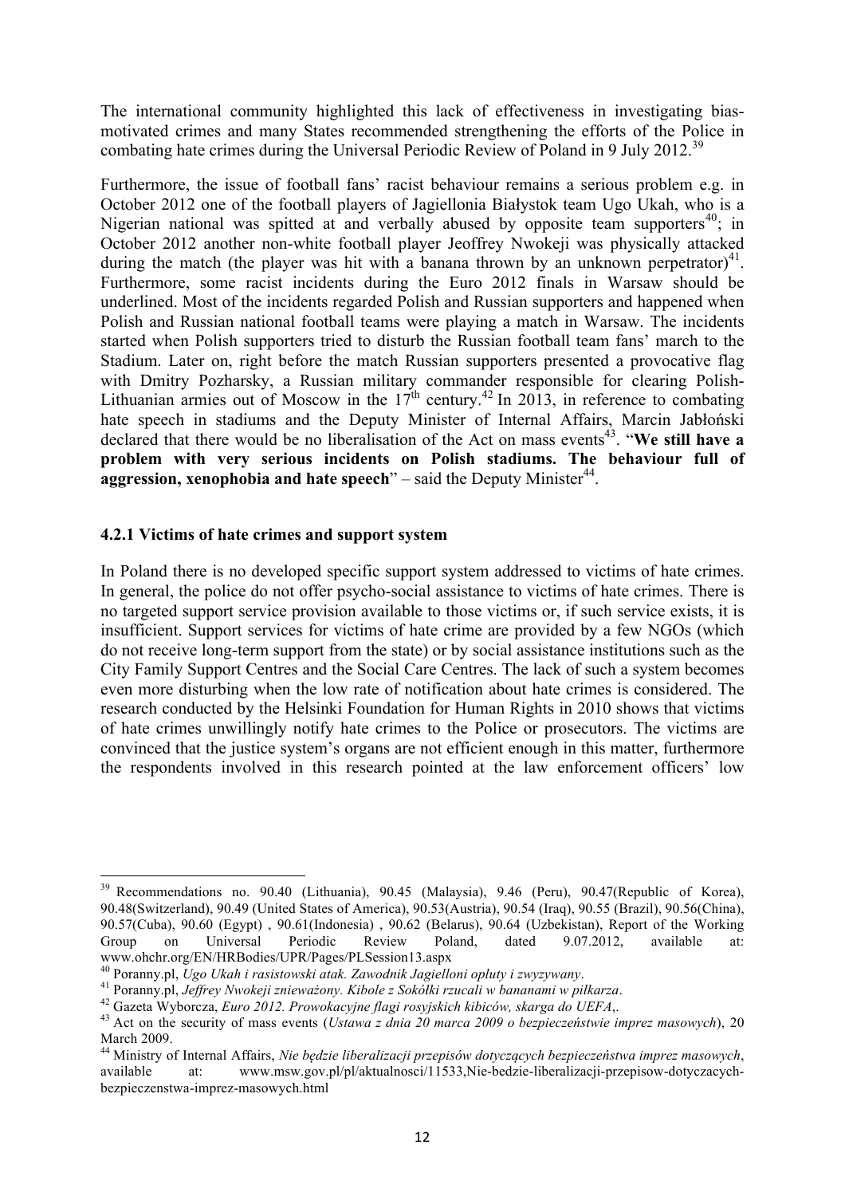The international community highlighted this lack of effectiveness in investigating bias-motivated crimes and many States recommended strengthening the efforts of the Police in combating hate crimes during the Universal Periodic Review of Poland in 9 July 2012.[39]

Furthermore, the issue of football fans' racist behaviour remains a serious problem e.g. in October 2012 one of the football players of Jagiellonia Białystok team Ugo Ukah, who is a Nigerian national was spitted at and verbally abused by opposite team supporters[40]; in October 2012 another non-white football player Jeoffrey Nwokeji was physically attacked during the match (the player was hit with a banana thrown by an unknown perpetrator)[41]. Furthermore, some racist incidents during the Euro 2012 finals in Warsaw should be underlined. Most of the incidents regarded Polish and Russian supporters and happened when Polish and Russian national football teams were playing a match in Warsaw. The incidents started when Polish supporters tried to disturb the Russian football team fans' march to the Stadium. Later on, right before the match Russian supporters presented a provocative flag with Dmitry Pozharsky, a Russian military commander responsible for clearing Polish-Lithuanian armies out of Moscow in the 17th century.[42] In 2013, in reference to combating hate speech in stadiums and the Deputy Minister of Internal Affairs, Marcin Jabłoński declared that there would be no liberalisation of the Act on mass events[43]. "**We still have a problem with very serious incidents on Polish stadiums. The behaviour full of aggression, xenophobia and hate speech**" – said the Deputy Minister[44].

### 4.2.1 Victims of hate crimes and support system

In Poland there is no developed specific support system addressed to victims of hate crimes. In general, the police do not offer psycho-social assistance to victims of hate crimes. There is no targeted support service provision available to those victims or, if such service exists, it is insufficient. Support services for victims of hate crime are provided by a few NGOs (which do not receive long-term support from the state) or by social assistance institutions such as the City Family Support Centres and the Social Care Centres. The lack of such a system becomes even more disturbing when the low rate of notification about hate crimes is considered. The research conducted by the Helsinki Foundation for Human Rights in 2010 shows that victims of hate crimes unwillingly notify hate crimes to the Police or prosecutors. The victims are convinced that the justice system's organs are not efficient enough in this matter, furthermore the respondents involved in this research pointed at the law enforcement officers' low

---

[39] Recommendations no. 90.40 (Lithuania), 90.45 (Malaysia), 9.46 (Peru), 90.47(Republic of Korea), 90.48(Switzerland), 90.49 (United States of America), 90.53(Austria), 90.54 (Iraq), 90.55 (Brazil), 90.56(China), 90.57(Cuba), 90.60 (Egypt) , 90.61(Indonesia) , 90.62 (Belarus), 90.64 (Uzbekistan), Report of the Working Group on Universal Periodic Review Poland, dated 9.07.2012, available at: www.ohchr.org/EN/HRBodies/UPR/Pages/PLSession13.aspx

[40] Poranny.pl, *Ugo Ukah i rasistowski atak. Zawodnik Jagielloni opluty i zwyzywany*.

[41] Poranny.pl, *Jeffrey Nwokeji znieważony. Kibole z Sokółki rzucali w bananami w piłkarza*.

[42] Gazeta Wyborcza, *Euro 2012. Prowokacyjne flagi rosyjskich kibiców, skarga do UEFA*,.

[43] Act on the security of mass events (*Ustawa z dnia 20 marca 2009 o bezpieczeństwie imprez masowych*), 20 March 2009.

[44] Ministry of Internal Affairs, *Nie będzie liberalizacji przepisów dotyczących bezpieczeństwa imprez masowych*, available at: www.msw.gov.pl/pl/aktualnosci/11533,Nie-bedzie-liberalizacji-przepisow-dotyczacych-bezpieczenstwa-imprez-masowych.html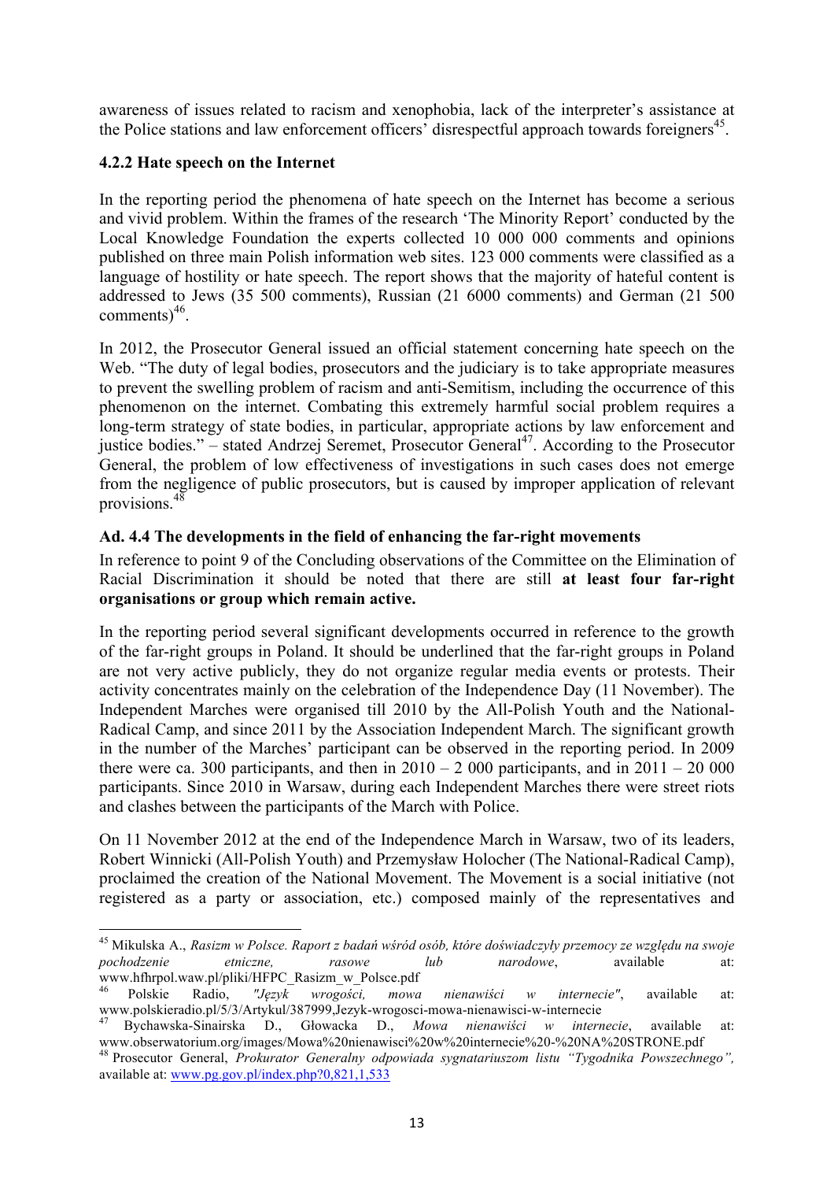awareness of issues related to racism and xenophobia, lack of the interpreter's assistance at the Police stations and law enforcement officers' disrespectful approach towards foreigners[45].

### 4.2.2 Hate speech on the Internet

In the reporting period the phenomena of hate speech on the Internet has become a serious and vivid problem. Within the frames of the research 'The Minority Report' conducted by the Local Knowledge Foundation the experts collected 10 000 000 comments and opinions published on three main Polish information web sites. 123 000 comments were classified as a language of hostility or hate speech. The report shows that the majority of hateful content is addressed to Jews (35 500 comments), Russian (21 6000 comments) and German (21 500 comments)[46].

In 2012, the Prosecutor General issued an official statement concerning hate speech on the Web. "The duty of legal bodies, prosecutors and the judiciary is to take appropriate measures to prevent the swelling problem of racism and anti-Semitism, including the occurrence of this phenomenon on the internet. Combating this extremely harmful social problem requires a long-term strategy of state bodies, in particular, appropriate actions by law enforcement and justice bodies." – stated Andrzej Seremet, Prosecutor General[47]. According to the Prosecutor General, the problem of low effectiveness of investigations in such cases does not emerge from the negligence of public prosecutors, but is caused by improper application of relevant provisions.[48]

### Ad. 4.4 The developments in the field of enhancing the far-right movements

In reference to point 9 of the Concluding observations of the Committee on the Elimination of Racial Discrimination it should be noted that there are still **at least four far-right organisations or group which remain active.**

In the reporting period several significant developments occurred in reference to the growth of the far-right groups in Poland. It should be underlined that the far-right groups in Poland are not very active publicly, they do not organize regular media events or protests. Their activity concentrates mainly on the celebration of the Independence Day (11 November). The Independent Marches were organised till 2010 by the All-Polish Youth and the National-Radical Camp, and since 2011 by the Association Independent March. The significant growth in the number of the Marches' participant can be observed in the reporting period. In 2009 there were ca. 300 participants, and then in 2010 – 2 000 participants, and in 2011 – 20 000 participants. Since 2010 in Warsaw, during each Independent Marches there were street riots and clashes between the participants of the March with Police.

On 11 November 2012 at the end of the Independence March in Warsaw, two of its leaders, Robert Winnicki (All-Polish Youth) and Przemysław Holocher (The National-Radical Camp), proclaimed the creation of the National Movement. The Movement is a social initiative (not registered as a party or association, etc.) composed mainly of the representatives and

---

[45] Mikulska A., *Rasizm w Polsce. Raport z badań wśród osób, które doświadczyły przemocy ze względu na swoje pochodzenie etniczne, rasowe lub narodowe*, available at: www.hfhrpol.waw.pl/pliki/HFPC_Rasizm_w_Polsce.pdf

[46] Polskie Radio, *"Język wrogości, mowa nienawiści w internecie"*, available at: www.polskieradio.pl/5/3/Artykul/387999,Jezyk-wrogosci-mowa-nienawisci-w-internecie

[47] Bychawska-Sinairska D., Głowacka D., *Mowa nienawiści w internecie*, available at: www.obserwatorium.org/images/Mowa%20nienawisci%20w%20internecie%20-%20NA%20STRONE.pdf

[48] Prosecutor General, *Prokurator Generalny odpowiada sygnatariuszom listu "Tygodnika Powszechnego",* available at: www.pg.gov.pl/index.php?0,821,1,533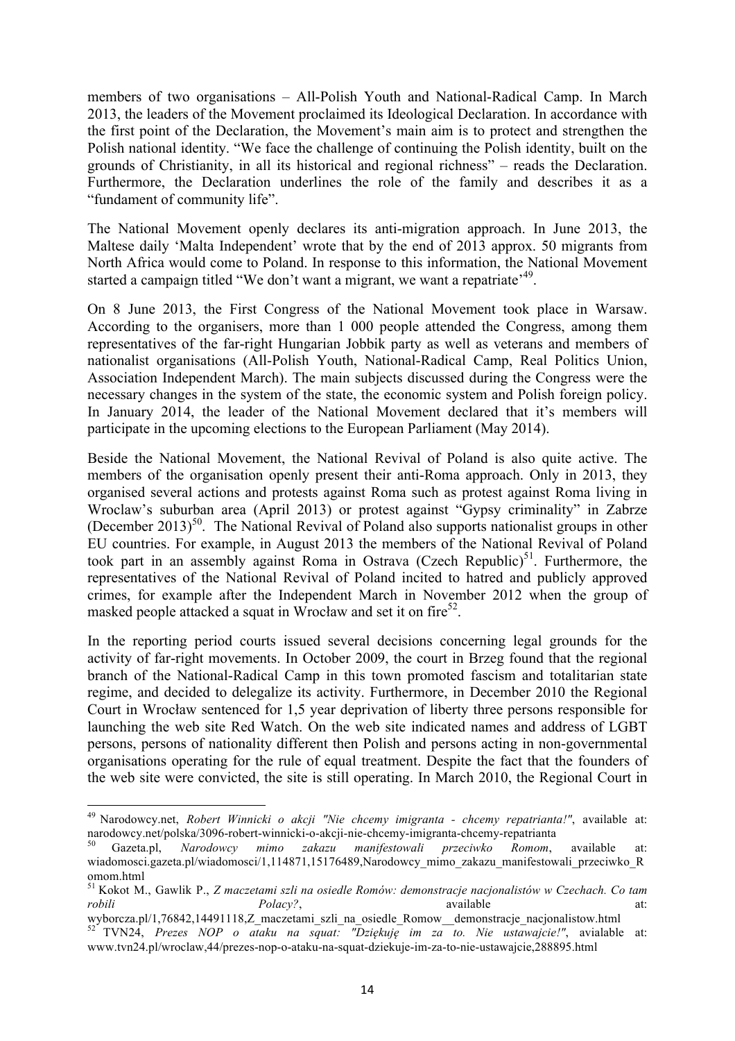members of two organisations – All-Polish Youth and National-Radical Camp. In March 2013, the leaders of the Movement proclaimed its Ideological Declaration. In accordance with the first point of the Declaration, the Movement's main aim is to protect and strengthen the Polish national identity. "We face the challenge of continuing the Polish identity, built on the grounds of Christianity, in all its historical and regional richness" – reads the Declaration. Furthermore, the Declaration underlines the role of the family and describes it as a "fundament of community life".

The National Movement openly declares its anti-migration approach. In June 2013, the Maltese daily 'Malta Independent' wrote that by the end of 2013 approx. 50 migrants from North Africa would come to Poland. In response to this information, the National Movement started a campaign titled "We don't want a migrant, we want a repatriate'[49].

On 8 June 2013, the First Congress of the National Movement took place in Warsaw. According to the organisers, more than 1 000 people attended the Congress, among them representatives of the far-right Hungarian Jobbik party as well as veterans and members of nationalist organisations (All-Polish Youth, National-Radical Camp, Real Politics Union, Association Independent March). The main subjects discussed during the Congress were the necessary changes in the system of the state, the economic system and Polish foreign policy. In January 2014, the leader of the National Movement declared that it's members will participate in the upcoming elections to the European Parliament (May 2014).

Beside the National Movement, the National Revival of Poland is also quite active. The members of the organisation openly present their anti-Roma approach. Only in 2013, they organised several actions and protests against Roma such as protest against Roma living in Wroclaw's suburban area (April 2013) or protest against "Gypsy criminality" in Zabrze (December 2013)[50]. The National Revival of Poland also supports nationalist groups in other EU countries. For example, in August 2013 the members of the National Revival of Poland took part in an assembly against Roma in Ostrava (Czech Republic)[51]. Furthermore, the representatives of the National Revival of Poland incited to hatred and publicly approved crimes, for example after the Independent March in November 2012 when the group of masked people attacked a squat in Wrocław and set it on fire[52].

In the reporting period courts issued several decisions concerning legal grounds for the activity of far-right movements. In October 2009, the court in Brzeg found that the regional branch of the National-Radical Camp in this town promoted fascism and totalitarian state regime, and decided to delegalize its activity. Furthermore, in December 2010 the Regional Court in Wrocław sentenced for 1,5 year deprivation of liberty three persons responsible for launching the web site Red Watch. On the web site indicated names and address of LGBT persons, persons of nationality different then Polish and persons acting in non-governmental organisations operating for the rule of equal treatment. Despite the fact that the founders of the web site were convicted, the site is still operating. In March 2010, the Regional Court in

---

[49] Narodowcy.net, *Robert Winnicki o akcji "Nie chcemy imigranta - chcemy repatrianta!"*, available at: narodowcy.net/polska/3096-robert-winnicki-o-akcji-nie-chcemy-imigranta-chcemy-repatrianta

[50] Gazeta.pl, *Narodowcy mimo zakazu manifestowali przeciwko Romom*, available at: wiadomosci.gazeta.pl/wiadomosci/1,114871,15176489,Narodowcy_mimo_zakazu_manifestowali_przeciwko_Romom.html

[51] Kokot M., Gawlik P., *Z maczetami szli na osiedle Romów: demonstracje nacjonalistów w Czechach. Co tam robili Polacy?*, available at: wyborcza.pl/1,76842,14491118,Z_maczetami_szli_na_osiedle_Romow__demonstracje_nacjonalistow.html

[52] TVN24, *Prezes NOP o ataku na squat: "Dziękuję im za to. Nie ustawajcie!"*, avialable at: www.tvn24.pl/wroclaw,44/prezes-nop-o-ataku-na-squat-dziekuje-im-za-to-nie-ustawajcie,288895.html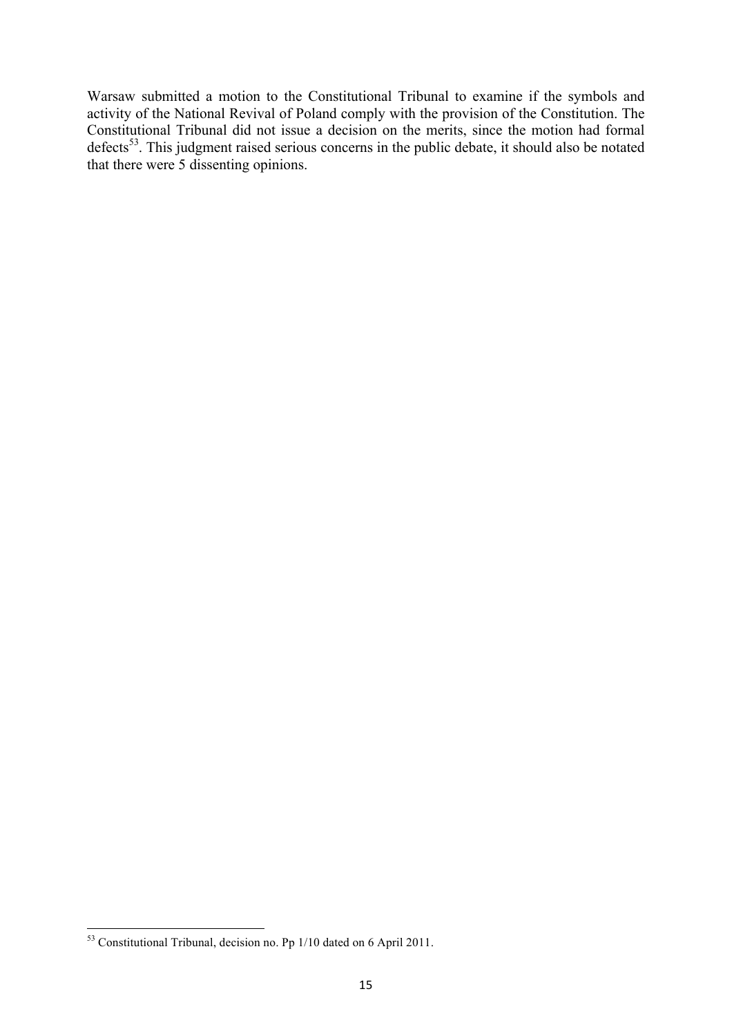Warsaw submitted a motion to the Constitutional Tribunal to examine if the symbols and activity of the National Revival of Poland comply with the provision of the Constitution. The Constitutional Tribunal did not issue a decision on the merits, since the motion had formal defects[53]. This judgment raised serious concerns in the public debate, it should also be notated that there were 5 dissenting opinions.

[53] Constitutional Tribunal, decision no. Pp 1/10 dated on 6 April 2011.